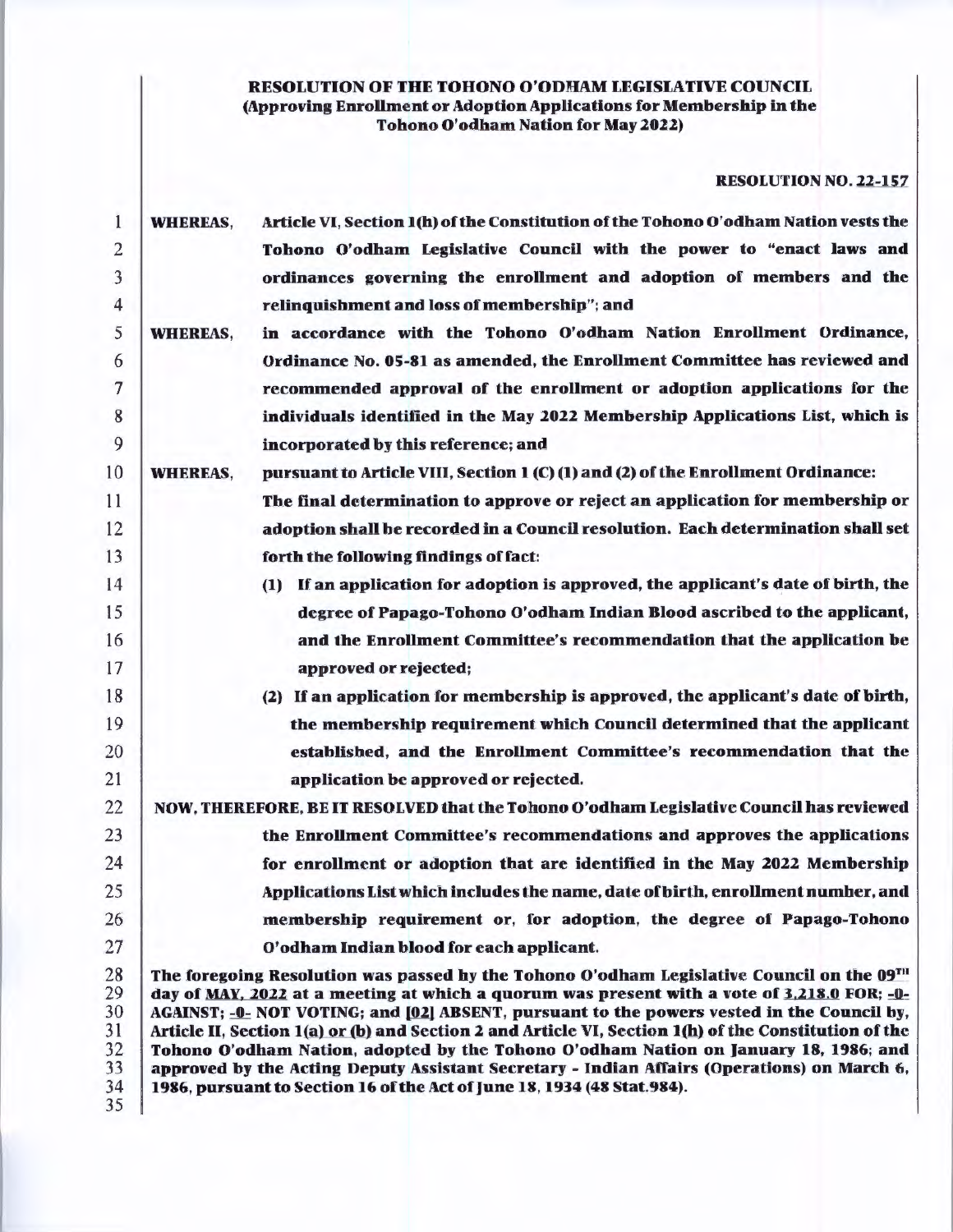**RESOLUTION OF THE TOHONO O'ODHAM LEGISLATIVE COUNCIL**
**(Approving Enrollment or Adoption Applications for Membership in the Tohono O'odham Nation for May 2022)**

**RESOLUTION NO. 22-157**

**WHEREAS,** Article VI, Section 1(h) of the Constitution of the Tohono O'odham Nation vests the Tohono O'odham Legislative Council with the power to "enact laws and ordinances governing the enrollment and adoption of members and the relinquishment and loss of membership"; and

**WHEREAS,** in accordance with the Tohono O'odham Nation Enrollment Ordinance, Ordinance No. 05-81 as amended, the Enrollment Committee has reviewed and recommended approval of the enrollment or adoption applications for the individuals identified in the May 2022 Membership Applications List, which is incorporated by this reference; and

**WHEREAS,** pursuant to Article VIII, Section 1 (C) (1) and (2) of the Enrollment Ordinance:

The final determination to approve or reject an application for membership or adoption shall be recorded in a Council resolution. Each determination shall set forth the following findings of fact:

(1) If an application for adoption is approved, the applicant's date of birth, the degree of Papago-Tohono O'odham Indian Blood ascribed to the applicant, and the Enrollment Committee's recommendation that the application be approved or rejected;

(2) If an application for membership is approved, the applicant's date of birth, the membership requirement which Council determined that the applicant established, and the Enrollment Committee's recommendation that the application be approved or rejected.

**NOW, THEREFORE, BE IT RESOLVED** that the Tohono O'odham Legislative Council has reviewed the Enrollment Committee's recommendations and approves the applications for enrollment or adoption that are identified in the May 2022 Membership Applications List which includes the name, date of birth, enrollment number, and membership requirement or, for adoption, the degree of Papago-Tohono O'odham Indian blood for each applicant.

The foregoing Resolution was passed by the Tohono O'odham Legislative Council on the 09[TH] day of MAY, 2022 at a meeting at which a quorum was present with a vote of 3,218.0 FOR; -0- AGAINST; -0- NOT VOTING; and [02] ABSENT, pursuant to the powers vested in the Council by, Article II, Section 1(a) or (b) and Section 2 and Article VI, Section 1(h) of the Constitution of the Tohono O'odham Nation, adopted by the Tohono O'odham Nation on January 18, 1986; and approved by the Acting Deputy Assistant Secretary - Indian Affairs (Operations) on March 6, 1986, pursuant to Section 16 of the Act of June 18, 1934 (48 Stat.984).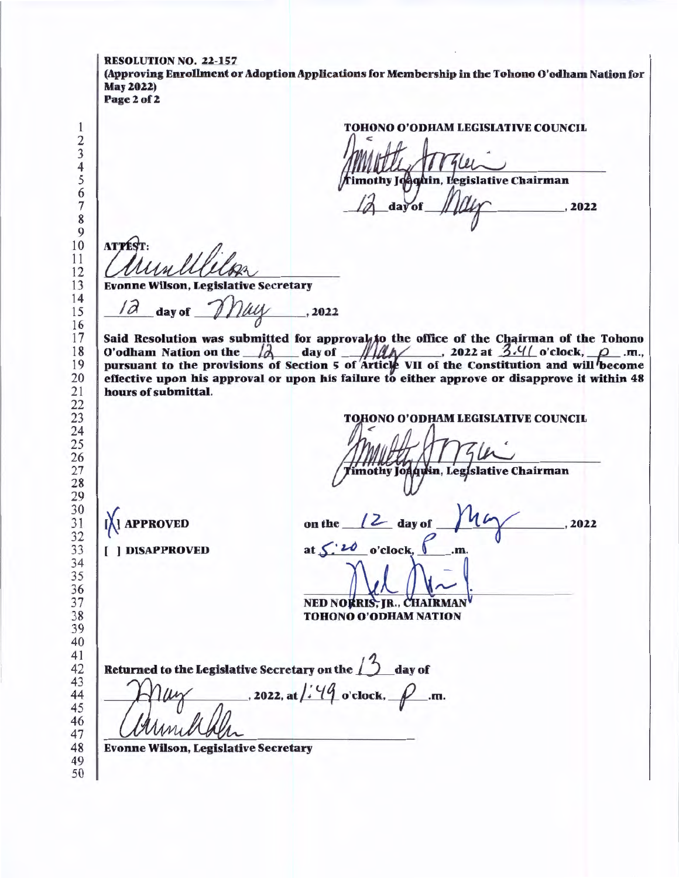**RESOLUTION NO. 22-157**
**(Approving Enrollment or Adoption Applications for Membership in the Tohono O'odham Nation for May 2022)**
**Page 2 of 2**

**TOHONO O'ODHAM LEGISLATIVE COUNCIL**

Timothy Joaquin, Legislative Chairman

12 day of May, 2022

ATTEST:

Evonne Wilson, Legislative Secretary

12 day of May, 2022

**Said Resolution was submitted for approval to the office of the Chairman of the Tohono O'odham Nation on the 12 day of May, 2022 at 3:41 o'clock, p .m., pursuant to the provisions of Section 5 of Article VII of the Constitution and will become effective upon his approval or upon his failure to either approve or disapprove it within 48 hours of submittal.**

**TOHONO O'ODHAM LEGISLATIVE COUNCIL**

Timothy Joaquin, Legislative Chairman

[X] **APPROVED**

[ ] **DISAPPROVED**

on the 12 day of May, 2022

at 5:20 o'clock, P .m.

**NED NORRIS, JR., CHAIRMAN**
**TOHONO O'ODHAM NATION**

**Returned to the Legislative Secretary on the 13 day of May, 2022, at 1:49 o'clock, P .m.**

**Evonne Wilson, Legislative Secretary**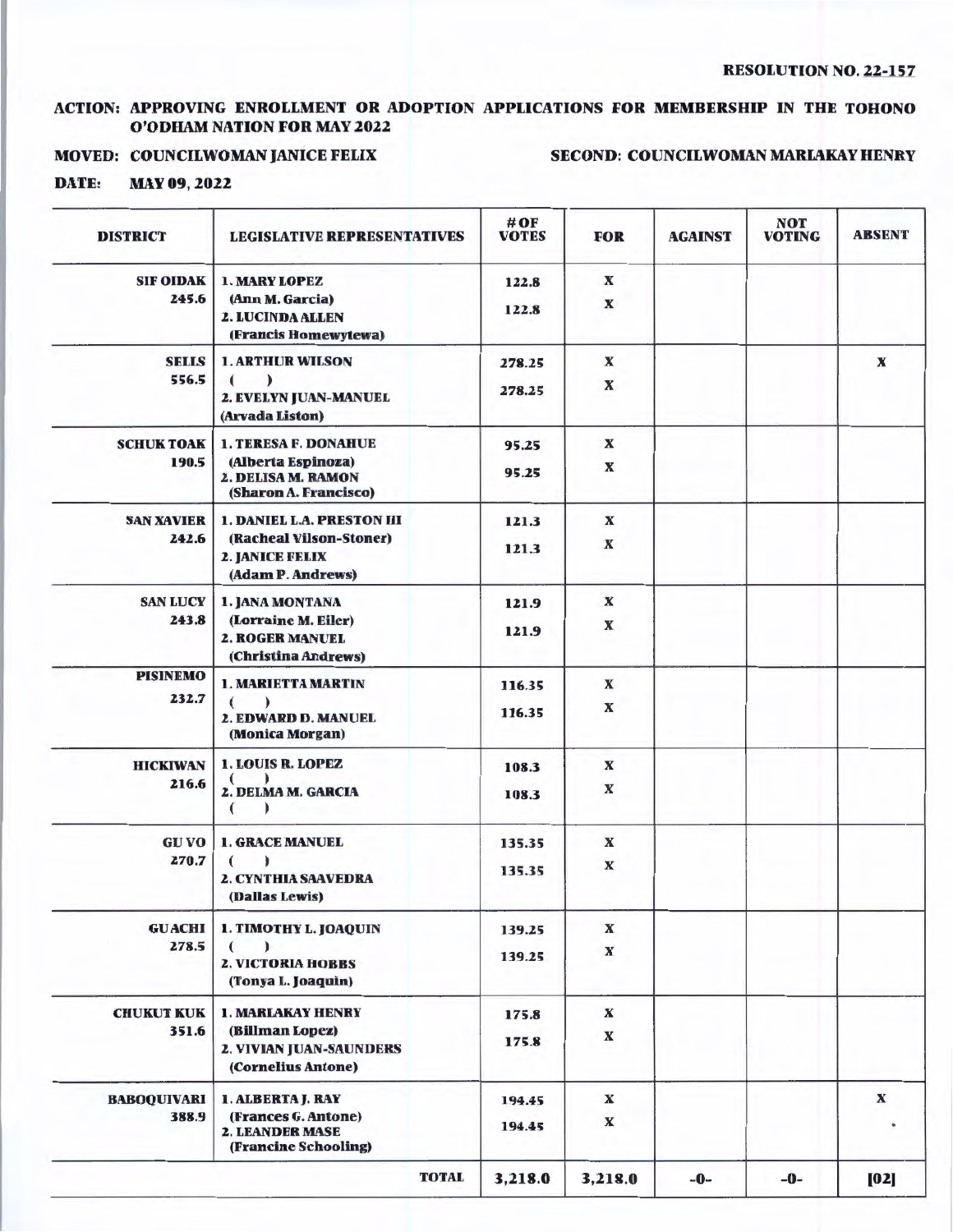**RESOLUTION NO. 22-157**

**ACTION: APPROVING ENROLLMENT OR ADOPTION APPLICATIONS FOR MEMBERSHIP IN THE TOHONO O'ODHAM NATION FOR MAY 2022**

**MOVED: COUNCILWOMAN JANICE FELIX** **SECOND: COUNCILWOMAN MARLAKAY HENRY**

**DATE: MAY 09, 2022**

| DISTRICT | LEGISLATIVE REPRESENTATIVES | # OF VOTES | FOR | AGAINST | NOT VOTING | ABSENT |
|---|---|---|---|---|---|---|
| SIF OIDAK 245.6 | 1. MARY LOPEZ (Ann M. Garcia)<br>2. LUCINDA ALLEN (Francis Homewytewa) | 122.8<br>122.8 | X<br>X | | | |
| SELLS 556.5 | 1. ARTHUR WILSON ( )<br>2. EVELYN JUAN-MANUEL (Arvada Liston) | 278.25<br>278.25 | X<br>X | | | X |
| SCHUK TOAK 190.5 | 1. TERESA F. DONAHUE (Alberta Espinoza)<br>2. DELISA M. RAMON (Sharon A. Francisco) | 95.25<br>95.25 | X<br>X | | | |
| SAN XAVIER 242.6 | 1. DANIEL L.A. PRESTON III (Racheal Vilson-Stoner)<br>2. JANICE FELIX (Adam P. Andrews) | 121.3<br>121.3 | X<br>X | | | |
| SAN LUCY 243.8 | 1. JANA MONTANA (Lorraine M. Eiler)<br>2. ROGER MANUEL (Christina Andrews) | 121.9<br>121.9 | X<br>X | | | |
| PISINEMO 232.7 | 1. MARIETTA MARTIN ( )<br>2. EDWARD D. MANUEL (Monica Morgan) | 116.35<br>116.35 | X<br>X | | | |
| HICKIWAN 216.6 | 1. LOUIS R. LOPEZ ( )<br>2. DELMA M. GARCIA ( ) | 108.3<br>108.3 | X<br>X | | | |
| GU VO 270.7 | 1. GRACE MANUEL ( )<br>2. CYNTHIA SAAVEDRA (Dallas Lewis) | 135.35<br>135.35 | X<br>X | | | |
| GU ACHI 278.5 | 1. TIMOTHY L. JOAQUIN ( )<br>2. VICTORIA HOBBS (Tonya L. Joaquin) | 139.25<br>139.25 | X<br>X | | | |
| CHUKUT KUK 351.6 | 1. MARLAKAY HENRY (Billman Lopez)<br>2. VIVIAN JUAN-SAUNDERS (Cornelius Antone) | 175.8<br>175.8 | X<br>X | | | |
| BABOQUIVARI 388.9 | 1. ALBERTA J. RAY (Frances G. Antone)<br>2. LEANDER MASE (Francine Schooling) | 194.45<br>194.45 | X<br>X | | | X |
| | **TOTAL** | **3,218.0** | **3,218.0** | **-0-** | **-0-** | **[02]** |